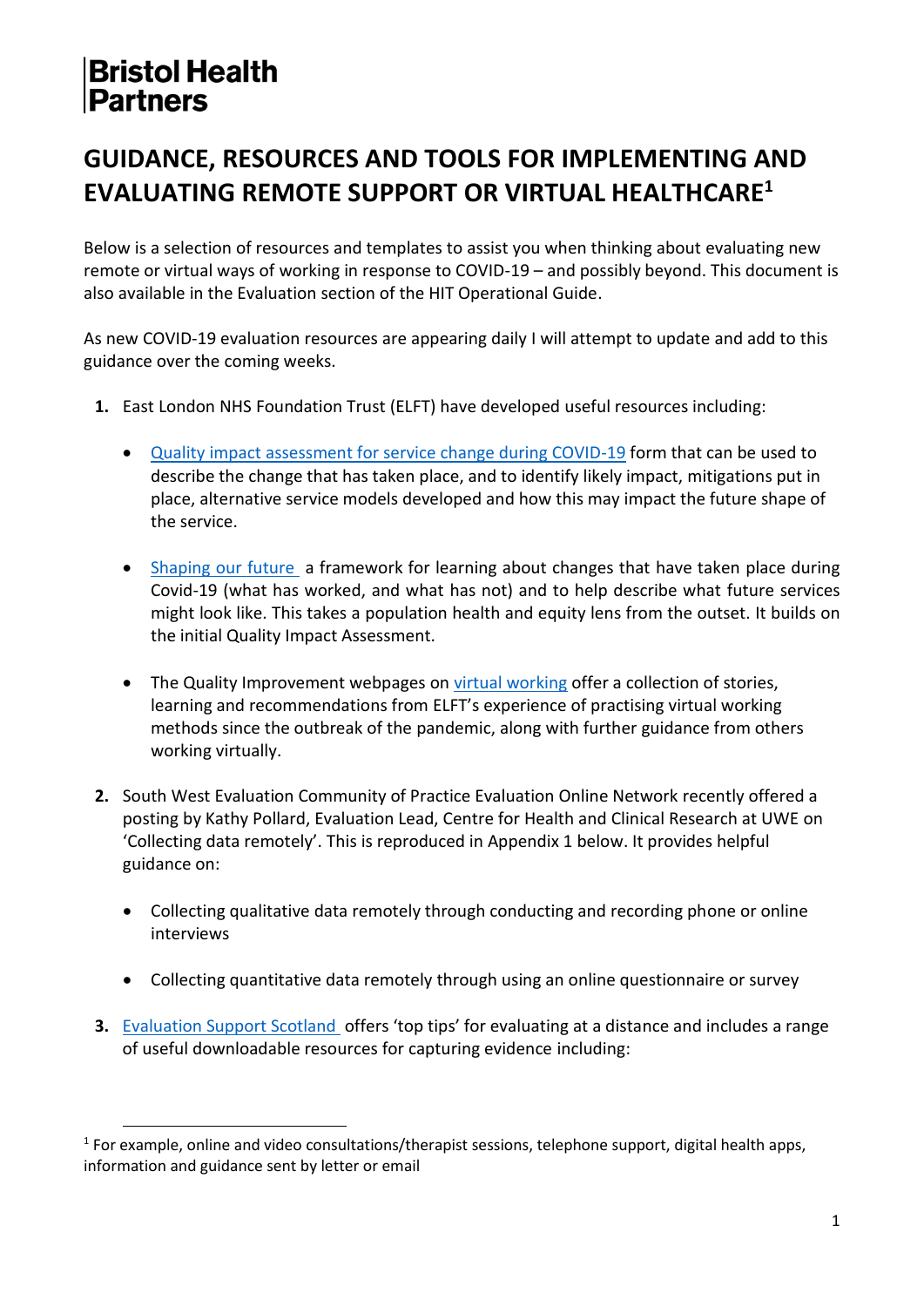Bristol Health Partners

# GUIDANCE, RESOURCES AND TOOLS FOR IMPLEMENTING AND EVALUATING REMOTE SUPPORT OR VIRTUAL HEALTHCARE[1]

Below is a selection of resources and templates to assist you when thinking about evaluating new remote or virtual ways of working in response to COVID-19 – and possibly beyond. This document is also available in the Evaluation section of the HIT Operational Guide.

As new COVID-19 evaluation resources are appearing daily I will attempt to update and add to this guidance over the coming weeks.

1. East London NHS Foundation Trust (ELFT) have developed useful resources including:

    - Quality impact assessment for service change during COVID-19 form that can be used to describe the change that has taken place, and to identify likely impact, mitigations put in place, alternative service models developed and how this may impact the future shape of the service.

    - Shaping our future a framework for learning about changes that have taken place during Covid-19 (what has worked, and what has not) and to help describe what future services might look like. This takes a population health and equity lens from the outset. It builds on the initial Quality Impact Assessment.

    - The Quality Improvement webpages on virtual working offer a collection of stories, learning and recommendations from ELFT's experience of practising virtual working methods since the outbreak of the pandemic, along with further guidance from others working virtually.

2. South West Evaluation Community of Practice Evaluation Online Network recently offered a posting by Kathy Pollard, Evaluation Lead, Centre for Health and Clinical Research at UWE on 'Collecting data remotely'. This is reproduced in Appendix 1 below. It provides helpful guidance on:

    - Collecting qualitative data remotely through conducting and recording phone or online interviews

    - Collecting quantitative data remotely through using an online questionnaire or survey

3. Evaluation Support Scotland offers 'top tips' for evaluating at a distance and includes a range of useful downloadable resources for capturing evidence including:

[1] For example, online and video consultations/therapist sessions, telephone support, digital health apps, information and guidance sent by letter or email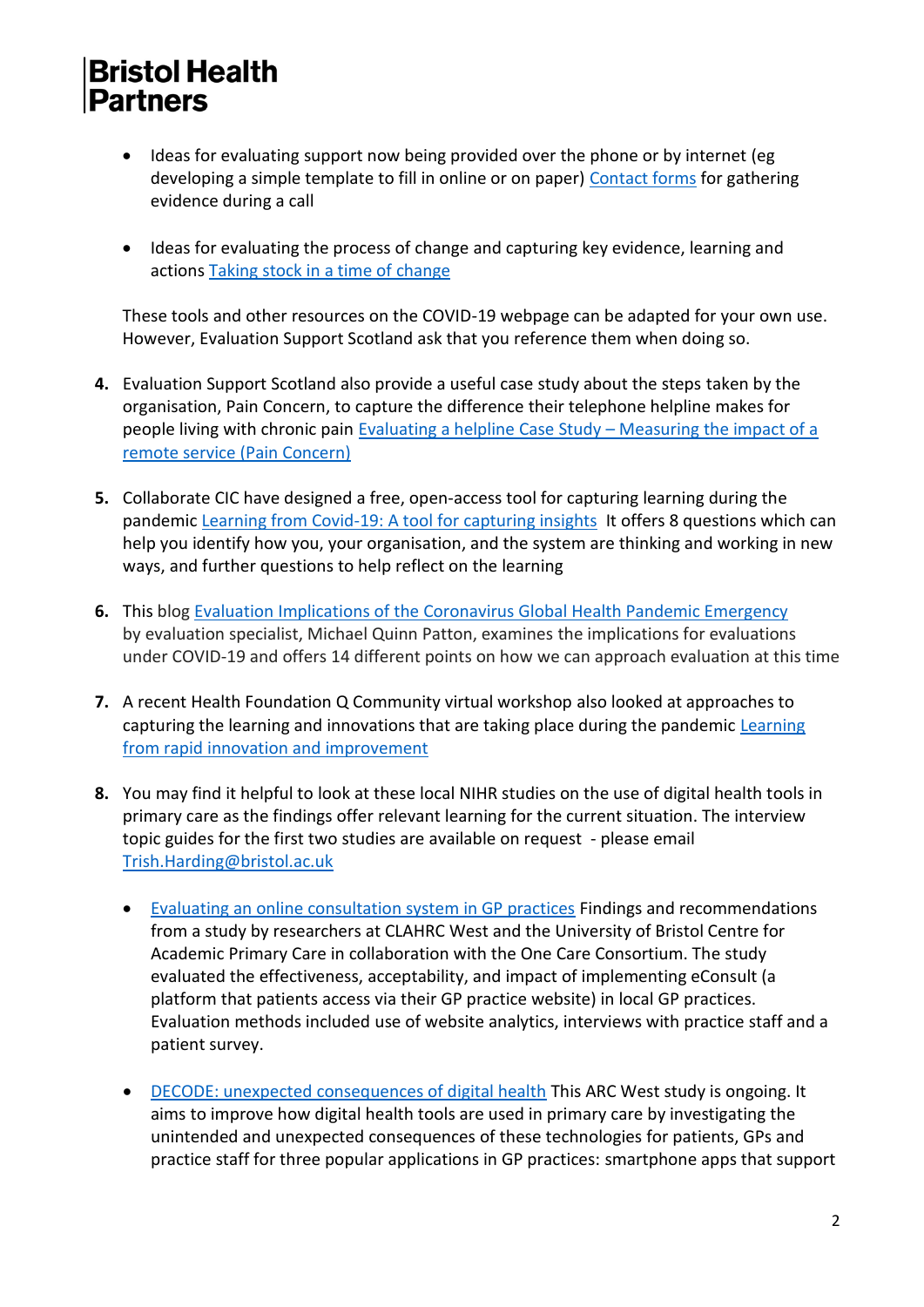- Ideas for evaluating support now being provided over the phone or by internet (eg developing a simple template to fill in online or on paper) Contact forms for gathering evidence during a call

- Ideas for evaluating the process of change and capturing key evidence, learning and actions Taking stock in a time of change

These tools and other resources on the COVID-19 webpage can be adapted for your own use. However, Evaluation Support Scotland ask that you reference them when doing so.

4. Evaluation Support Scotland also provide a useful case study about the steps taken by the organisation, Pain Concern, to capture the difference their telephone helpline makes for people living with chronic pain Evaluating a helpline Case Study – Measuring the impact of a remote service (Pain Concern)

5. Collaborate CIC have designed a free, open-access tool for capturing learning during the pandemic Learning from Covid-19: A tool for capturing insights It offers 8 questions which can help you identify how you, your organisation, and the system are thinking and working in new ways, and further questions to help reflect on the learning

6. This blog Evaluation Implications of the Coronavirus Global Health Pandemic Emergency by evaluation specialist, Michael Quinn Patton, examines the implications for evaluations under COVID-19 and offers 14 different points on how we can approach evaluation at this time

7. A recent Health Foundation Q Community virtual workshop also looked at approaches to capturing the learning and innovations that are taking place during the pandemic Learning from rapid innovation and improvement

8. You may find it helpful to look at these local NIHR studies on the use of digital health tools in primary care as the findings offer relevant learning for the current situation. The interview topic guides for the first two studies are available on request - please email Trish.Harding@bristol.ac.uk

   - Evaluating an online consultation system in GP practices Findings and recommendations from a study by researchers at CLAHRC West and the University of Bristol Centre for Academic Primary Care in collaboration with the One Care Consortium. The study evaluated the effectiveness, acceptability, and impact of implementing eConsult (a platform that patients access via their GP practice website) in local GP practices. Evaluation methods included use of website analytics, interviews with practice staff and a patient survey.

   - DECODE: unexpected consequences of digital health This ARC West study is ongoing. It aims to improve how digital health tools are used in primary care by investigating the unintended and unexpected consequences of these technologies for patients, GPs and practice staff for three popular applications in GP practices: smartphone apps that support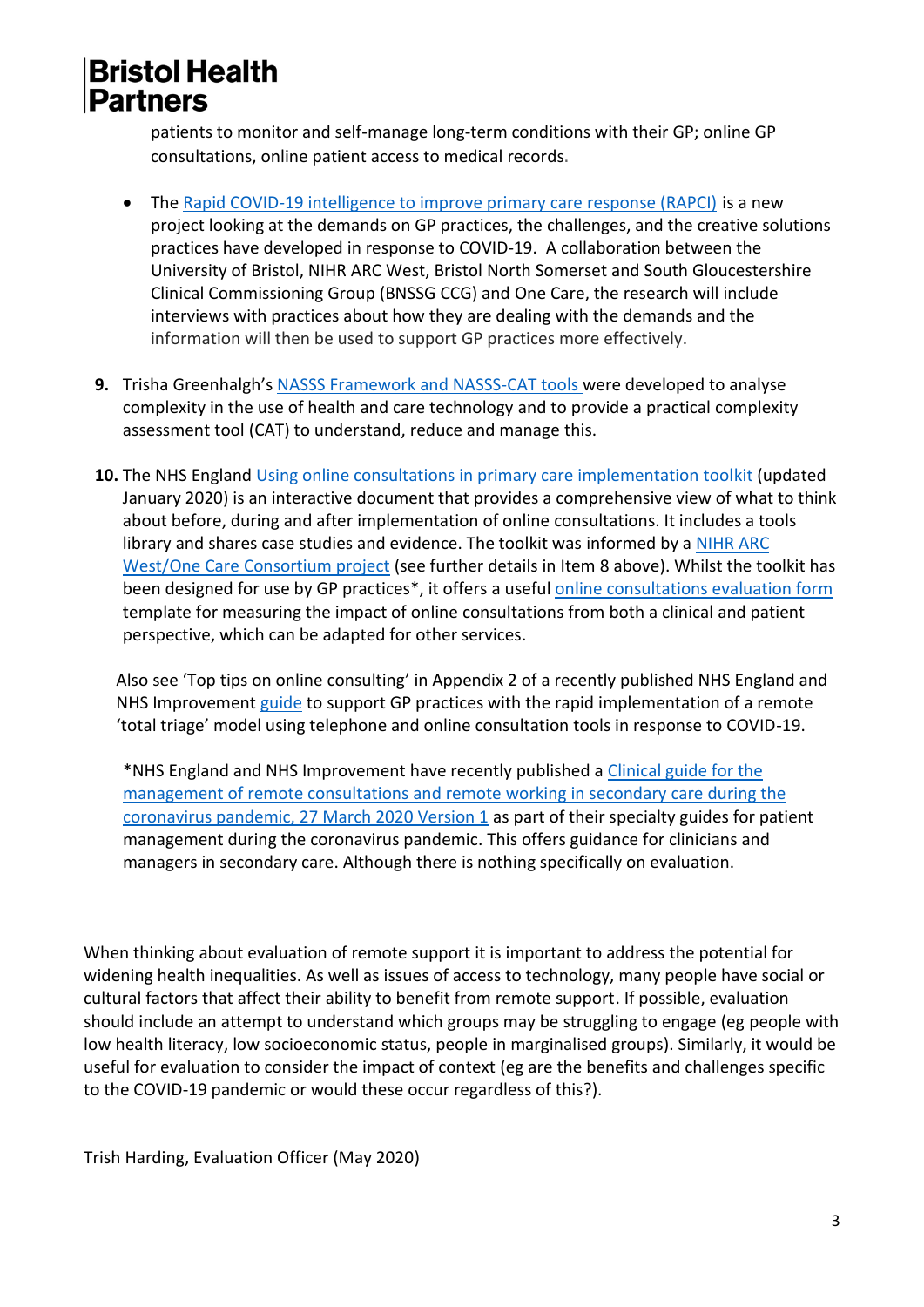patients to monitor and self-manage long-term conditions with their GP; online GP consultations, online patient access to medical records.

- The Rapid COVID-19 intelligence to improve primary care response (RAPCI) is a new project looking at the demands on GP practices, the challenges, and the creative solutions practices have developed in response to COVID-19. A collaboration between the University of Bristol, NIHR ARC West, Bristol North Somerset and South Gloucestershire Clinical Commissioning Group (BNSSG CCG) and One Care, the research will include interviews with practices about how they are dealing with the demands and the information will then be used to support GP practices more effectively.

**9.** Trisha Greenhalgh's NASSS Framework and NASSS-CAT tools were developed to analyse complexity in the use of health and care technology and to provide a practical complexity assessment tool (CAT) to understand, reduce and manage this.

**10.** The NHS England Using online consultations in primary care implementation toolkit (updated January 2020) is an interactive document that provides a comprehensive view of what to think about before, during and after implementation of online consultations. It includes a tools library and shares case studies and evidence. The toolkit was informed by a NIHR ARC West/One Care Consortium project (see further details in Item 8 above). Whilst the toolkit has been designed for use by GP practices*, it offers a useful online consultations evaluation form template for measuring the impact of online consultations from both a clinical and patient perspective, which can be adapted for other services.

Also see 'Top tips on online consulting' in Appendix 2 of a recently published NHS England and NHS Improvement guide to support GP practices with the rapid implementation of a remote 'total triage' model using telephone and online consultation tools in response to COVID-19.

*NHS England and NHS Improvement have recently published a Clinical guide for the management of remote consultations and remote working in secondary care during the coronavirus pandemic, 27 March 2020 Version 1 as part of their specialty guides for patient management during the coronavirus pandemic. This offers guidance for clinicians and managers in secondary care. Although there is nothing specifically on evaluation.

When thinking about evaluation of remote support it is important to address the potential for widening health inequalities. As well as issues of access to technology, many people have social or cultural factors that affect their ability to benefit from remote support. If possible, evaluation should include an attempt to understand which groups may be struggling to engage (eg people with low health literacy, low socioeconomic status, people in marginalised groups). Similarly, it would be useful for evaluation to consider the impact of context (eg are the benefits and challenges specific to the COVID-19 pandemic or would these occur regardless of this?).

Trish Harding, Evaluation Officer (May 2020)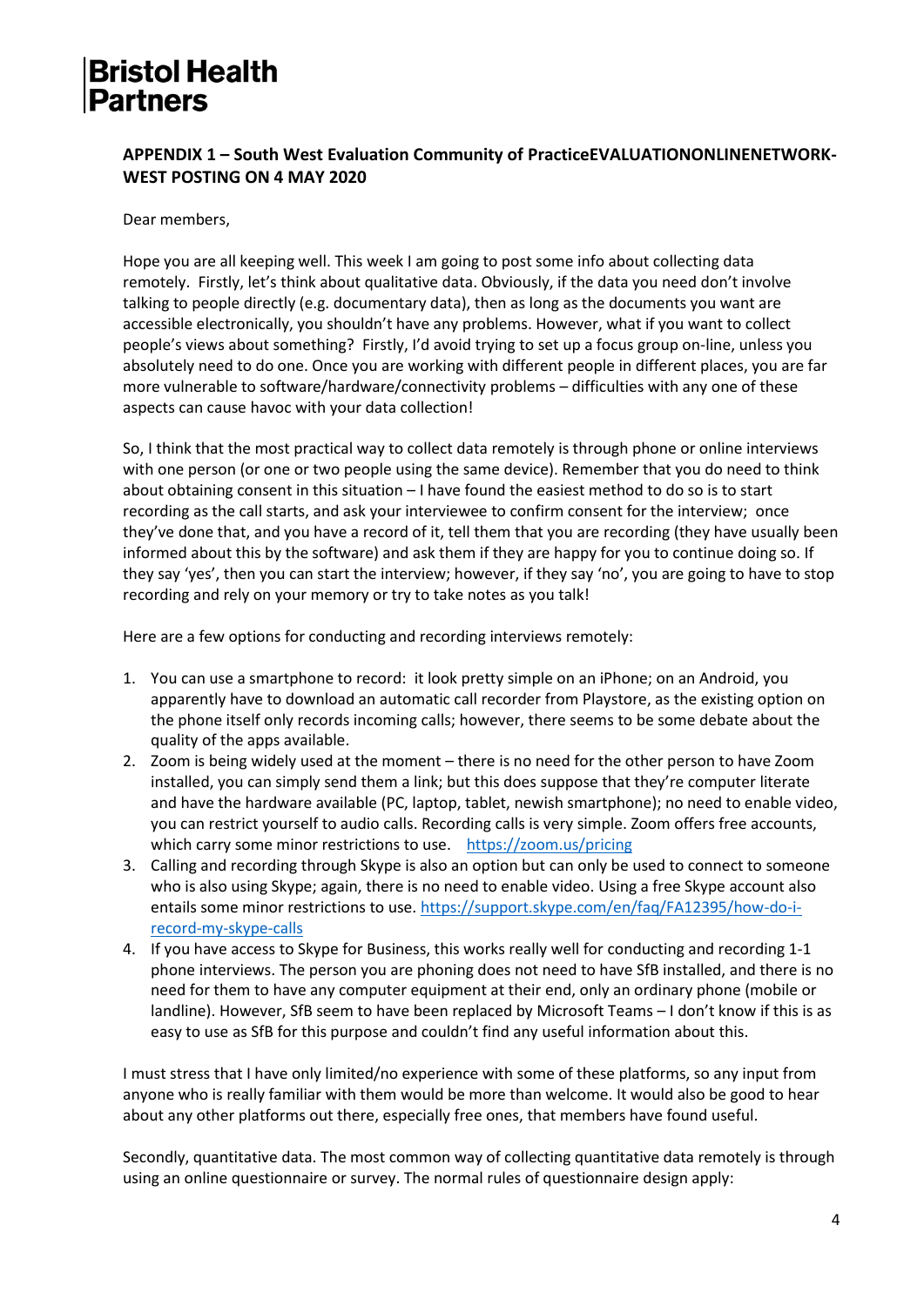**Bristol Health Partners**

### APPENDIX 1 – South West Evaluation Community of PracticeEVALUATIONONLINENETWORK-WEST POSTING ON 4 MAY 2020

Dear members,

Hope you are all keeping well. This week I am going to post some info about collecting data remotely. Firstly, let's think about qualitative data. Obviously, if the data you need don't involve talking to people directly (e.g. documentary data), then as long as the documents you want are accessible electronically, you shouldn't have any problems. However, what if you want to collect people's views about something? Firstly, I'd avoid trying to set up a focus group on-line, unless you absolutely need to do one. Once you are working with different people in different places, you are far more vulnerable to software/hardware/connectivity problems – difficulties with any one of these aspects can cause havoc with your data collection!

So, I think that the most practical way to collect data remotely is through phone or online interviews with one person (or one or two people using the same device). Remember that you do need to think about obtaining consent in this situation – I have found the easiest method to do so is to start recording as the call starts, and ask your interviewee to confirm consent for the interview; once they've done that, and you have a record of it, tell them that you are recording (they have usually been informed about this by the software) and ask them if they are happy for you to continue doing so. If they say 'yes', then you can start the interview; however, if they say 'no', you are going to have to stop recording and rely on your memory or try to take notes as you talk!

Here are a few options for conducting and recording interviews remotely:

1. You can use a smartphone to record: it look pretty simple on an iPhone; on an Android, you apparently have to download an automatic call recorder from Playstore, as the existing option on the phone itself only records incoming calls; however, there seems to be some debate about the quality of the apps available.
2. Zoom is being widely used at the moment – there is no need for the other person to have Zoom installed, you can simply send them a link; but this does suppose that they're computer literate and have the hardware available (PC, laptop, tablet, newish smartphone); no need to enable video, you can restrict yourself to audio calls. Recording calls is very simple. Zoom offers free accounts, which carry some minor restrictions to use. https://zoom.us/pricing
3. Calling and recording through Skype is also an option but can only be used to connect to someone who is also using Skype; again, there is no need to enable video. Using a free Skype account also entails some minor restrictions to use. https://support.skype.com/en/faq/FA12395/how-do-i-record-my-skype-calls
4. If you have access to Skype for Business, this works really well for conducting and recording 1-1 phone interviews. The person you are phoning does not need to have SfB installed, and there is no need for them to have any computer equipment at their end, only an ordinary phone (mobile or landline). However, SfB seem to have been replaced by Microsoft Teams – I don't know if this is as easy to use as SfB for this purpose and couldn't find any useful information about this.

I must stress that I have only limited/no experience with some of these platforms, so any input from anyone who is really familiar with them would be more than welcome. It would also be good to hear about any other platforms out there, especially free ones, that members have found useful.

Secondly, quantitative data. The most common way of collecting quantitative data remotely is through using an online questionnaire or survey. The normal rules of questionnaire design apply: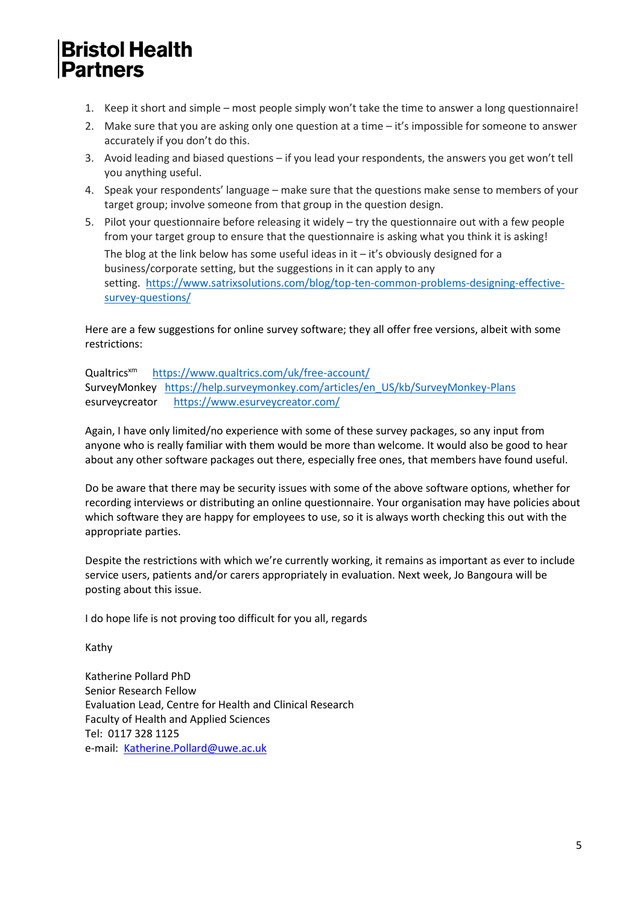1. Keep it short and simple – most people simply won't take the time to answer a long questionnaire!
2. Make sure that you are asking only one question at a time – it's impossible for someone to answer accurately if you don't do this.
3. Avoid leading and biased questions – if you lead your respondents, the answers you get won't tell you anything useful.
4. Speak your respondents' language – make sure that the questions make sense to members of your target group; involve someone from that group in the question design.
5. Pilot your questionnaire before releasing it widely – try the questionnaire out with a few people from your target group to ensure that the questionnaire is asking what you think it is asking!

   The blog at the link below has some useful ideas in it – it's obviously designed for a business/corporate setting, but the suggestions in it can apply to any setting. https://www.satrixsolutions.com/blog/top-ten-common-problems-designing-effective-survey-questions/

Here are a few suggestions for online survey software; they all offer free versions, albeit with some restrictions:

Qualtrics[xm] https://www.qualtrics.com/uk/free-account/
SurveyMonkey https://help.surveymonkey.com/articles/en_US/kb/SurveyMonkey-Plans
esurveycreator https://www.esurveycreator.com/

Again, I have only limited/no experience with some of these survey packages, so any input from anyone who is really familiar with them would be more than welcome. It would also be good to hear about any other software packages out there, especially free ones, that members have found useful.

Do be aware that there may be security issues with some of the above software options, whether for recording interviews or distributing an online questionnaire. Your organisation may have policies about which software they are happy for employees to use, so it is always worth checking this out with the appropriate parties.

Despite the restrictions with which we're currently working, it remains as important as ever to include service users, patients and/or carers appropriately in evaluation. Next week, Jo Bangoura will be posting about this issue.

I do hope life is not proving too difficult for you all, regards

Kathy

Katherine Pollard PhD
Senior Research Fellow
Evaluation Lead, Centre for Health and Clinical Research
Faculty of Health and Applied Sciences
Tel: 0117 328 1125
e-mail: Katherine.Pollard@uwe.ac.uk